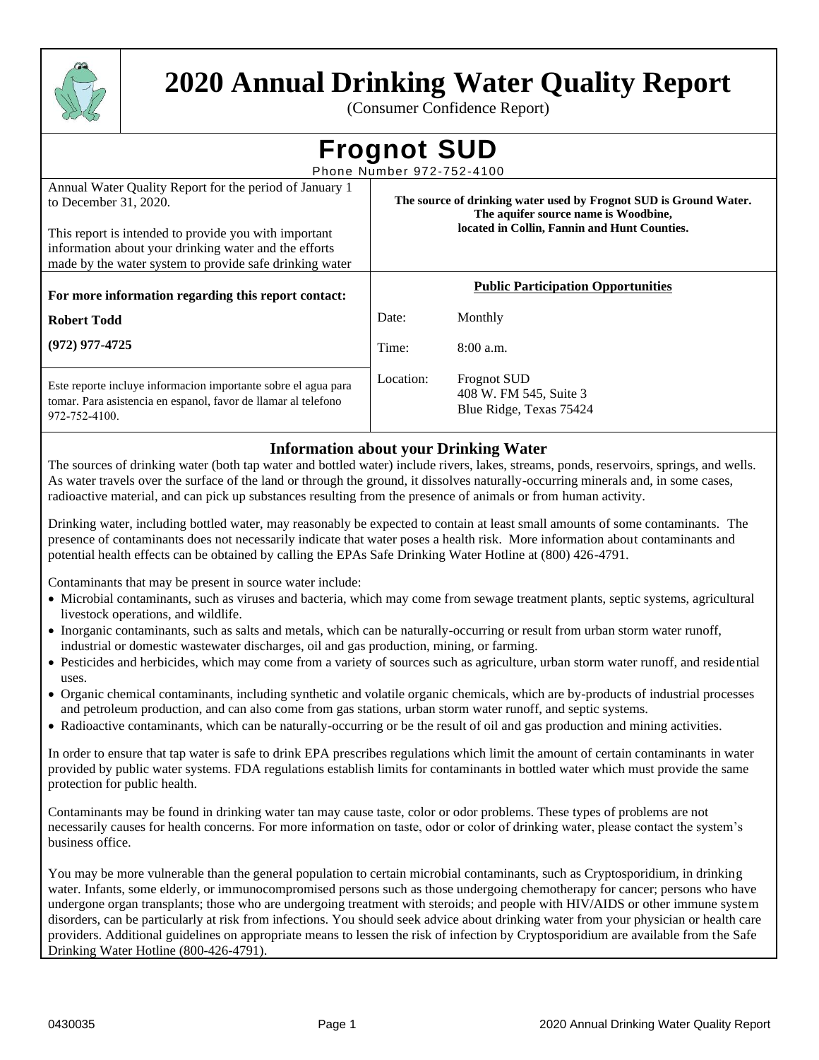# 2020 Annual Drinking Water Quality Report

(Consumer Confidence Report)

## Frognot SUD

Phone Number 972-752-4100

Annual Water Quality Report for the period of January 1 to December 31, 2020.

This report is intended to provide you with important information about your drinking water and the efforts made by the water system to provide safe drinking water

**The source of drinking water used by Frognot SUD is Ground Water. The aquifer source name is Woodbine, located in Collin, Fannin and Hunt Counties.**

**For more information regarding this report contact:**

**Robert Todd**

**(972) 977-4725**

Este reporte incluye informacion importante sobre el agua para tomar. Para asistencia en espanol, favor de llamar al telefono 972-752-4100.

**Public Participation Opportunities**

| | |
|---|---|
| Date: | Monthly |
| Time: | 8:00 a.m. |
| Location: | Frognot SUD<br>408 W. FM 545, Suite 3<br>Blue Ridge, Texas 75424 |

### Information about your Drinking Water

The sources of drinking water (both tap water and bottled water) include rivers, lakes, streams, ponds, reservoirs, springs, and wells. As water travels over the surface of the land or through the ground, it dissolves naturally-occurring minerals and, in some cases, radioactive material, and can pick up substances resulting from the presence of animals or from human activity.

Drinking water, including bottled water, may reasonably be expected to contain at least small amounts of some contaminants. The presence of contaminants does not necessarily indicate that water poses a health risk. More information about contaminants and potential health effects can be obtained by calling the EPAs Safe Drinking Water Hotline at (800) 426-4791.

Contaminants that may be present in source water include:

- Microbial contaminants, such as viruses and bacteria, which may come from sewage treatment plants, septic systems, agricultural livestock operations, and wildlife.
- Inorganic contaminants, such as salts and metals, which can be naturally-occurring or result from urban storm water runoff, industrial or domestic wastewater discharges, oil and gas production, mining, or farming.
- Pesticides and herbicides, which may come from a variety of sources such as agriculture, urban storm water runoff, and residential uses.
- Organic chemical contaminants, including synthetic and volatile organic chemicals, which are by-products of industrial processes and petroleum production, and can also come from gas stations, urban storm water runoff, and septic systems.
- Radioactive contaminants, which can be naturally-occurring or be the result of oil and gas production and mining activities.

In order to ensure that tap water is safe to drink EPA prescribes regulations which limit the amount of certain contaminants in water provided by public water systems. FDA regulations establish limits for contaminants in bottled water which must provide the same protection for public health.

Contaminants may be found in drinking water tan may cause taste, color or odor problems. These types of problems are not necessarily causes for health concerns. For more information on taste, odor or color of drinking water, please contact the system's business office.

You may be more vulnerable than the general population to certain microbial contaminants, such as Cryptosporidium, in drinking water. Infants, some elderly, or immunocompromised persons such as those undergoing chemotherapy for cancer; persons who have undergone organ transplants; those who are undergoing treatment with steroids; and people with HIV/AIDS or other immune system disorders, can be particularly at risk from infections. You should seek advice about drinking water from your physician or health care providers. Additional guidelines on appropriate means to lessen the risk of infection by Cryptosporidium are available from the Safe Drinking Water Hotline (800-426-4791).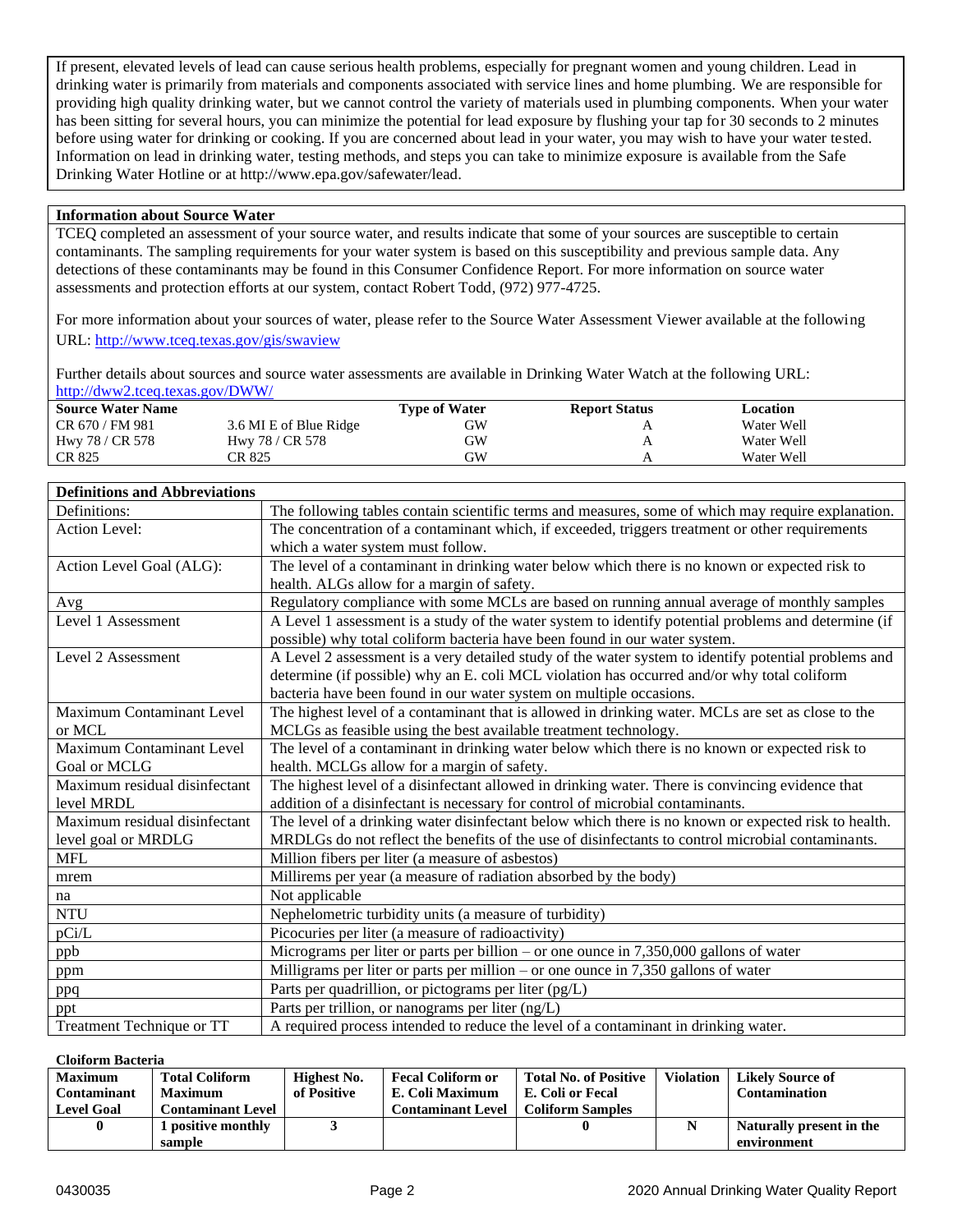If present, elevated levels of lead can cause serious health problems, especially for pregnant women and young children. Lead in drinking water is primarily from materials and components associated with service lines and home plumbing. We are responsible for providing high quality drinking water, but we cannot control the variety of materials used in plumbing components. When your water has been sitting for several hours, you can minimize the potential for lead exposure by flushing your tap for 30 seconds to 2 minutes before using water for drinking or cooking. If you are concerned about lead in your water, you may wish to have your water tested. Information on lead in drinking water, testing methods, and steps you can take to minimize exposure is available from the Safe Drinking Water Hotline or at http://www.epa.gov/safewater/lead.

**Information about Source Water**

TCEQ completed an assessment of your source water, and results indicate that some of your sources are susceptible to certain contaminants. The sampling requirements for your water system is based on this susceptibility and previous sample data. Any detections of these contaminants may be found in this Consumer Confidence Report. For more information on source water assessments and protection efforts at our system, contact Robert Todd, (972) 977-4725.

For more information about your sources of water, please refer to the Source Water Assessment Viewer available at the following URL: http://www.tceq.texas.gov/gis/swaview

Further details about sources and source water assessments are available in Drinking Water Watch at the following URL: http://dww2.tceq.texas.gov/DWW/

| Source Water Name | | Type of Water | Report Status | Location |
|---|---|---|---|---|
| CR 670 / FM 981 | 3.6 MI E of Blue Ridge | GW | A | Water Well |
| Hwy 78 / CR 578 | Hwy 78 / CR 578 | GW | A | Water Well |
| CR 825 | CR 825 | GW | A | Water Well |

**Definitions and Abbreviations**

| Definitions and Abbreviations | |
|---|---|
| Definitions: | The following tables contain scientific terms and measures, some of which may require explanation. |
| Action Level: | The concentration of a contaminant which, if exceeded, triggers treatment or other requirements which a water system must follow. |
| Action Level Goal (ALG): | The level of a contaminant in drinking water below which there is no known or expected risk to health. ALGs allow for a margin of safety. |
| Avg | Regulatory compliance with some MCLs are based on running annual average of monthly samples |
| Level 1 Assessment | A Level 1 assessment is a study of the water system to identify potential problems and determine (if possible) why total coliform bacteria have been found in our water system. |
| Level 2 Assessment | A Level 2 assessment is a very detailed study of the water system to identify potential problems and determine (if possible) why an E. coli MCL violation has occurred and/or why total coliform bacteria have been found in our water system on multiple occasions. |
| Maximum Contaminant Level or MCL | The highest level of a contaminant that is allowed in drinking water. MCLs are set as close to the MCLGs as feasible using the best available treatment technology. |
| Maximum Contaminant Level Goal or MCLG | The level of a contaminant in drinking water below which there is no known or expected risk to health. MCLGs allow for a margin of safety. |
| Maximum residual disinfectant level MRDL | The highest level of a disinfectant allowed in drinking water. There is convincing evidence that addition of a disinfectant is necessary for control of microbial contaminants. |
| Maximum residual disinfectant level goal or MRDLG | The level of a drinking water disinfectant below which there is no known or expected risk to health. MRDLGs do not reflect the benefits of the use of disinfectants to control microbial contaminants. |
| MFL | Million fibers per liter (a measure of asbestos) |
| mrem | Millirems per year (a measure of radiation absorbed by the body) |
| na | Not applicable |
| NTU | Nephelometric turbidity units (a measure of turbidity) |
| pCi/L | Picocuries per liter (a measure of radioactivity) |
| ppb | Micrograms per liter or parts per billion – or one ounce in 7,350,000 gallons of water |
| ppm | Milligrams per liter or parts per million – or one ounce in 7,350 gallons of water |
| ppq | Parts per quadrillion, or pictograms per liter (pg/L) |
| ppt | Parts per trillion, or nanograms per liter (ng/L) |
| Treatment Technique or TT | A required process intended to reduce the level of a contaminant in drinking water. |

**Cloiform Bacteria**

| Maximum Contaminant Level Goal | Total Coliform Maximum Contaminant Level | Highest No. of Positive | Fecal Coliform or E. Coli Maximum Contaminant Level | Total No. of Positive E. Coli or Fecal Coliform Samples | Violation | Likely Source of Contamination |
|---|---|---|---|---|---|---|
| 0 | 1 positive monthly sample | 3 | | 0 | N | Naturally present in the environment |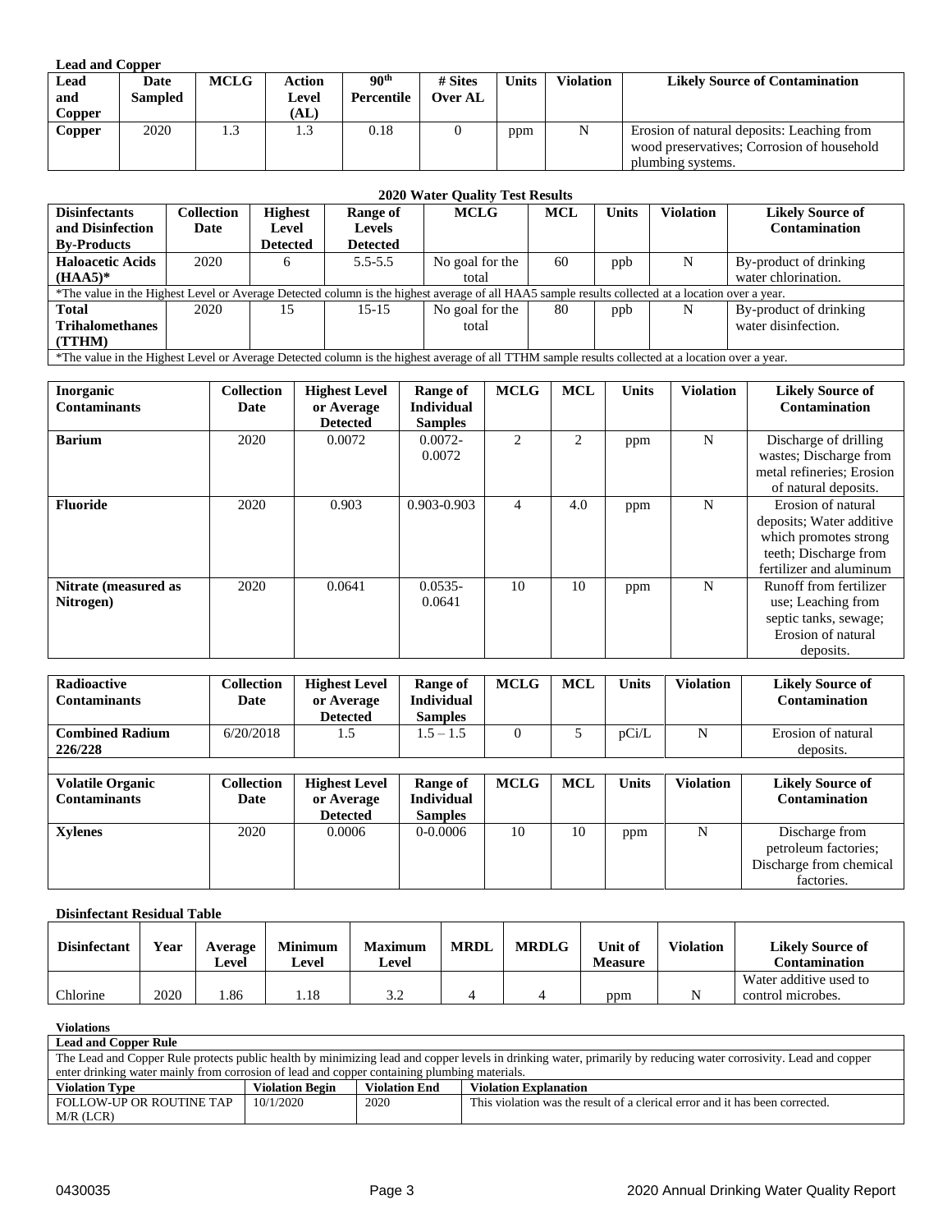**Lead and Copper**

| Lead and Copper | Date Sampled | MCLG | Action Level (AL) | 90th Percentile | # Sites Over AL | Units | Violation | Likely Source of Contamination |
|---|---|---|---|---|---|---|---|---|
| **Copper** | 2020 | 1.3 | 1.3 | 0.18 | 0 | ppm | N | Erosion of natural deposits: Leaching from wood preservatives; Corrosion of household plumbing systems. |

**2020 Water Quality Test Results**

| Disinfectants and Disinfection By-Products | Collection Date | Highest Level Detected | Range of Levels Detected | MCLG | MCL | Units | Violation | Likely Source of Contamination |
|---|---|---|---|---|---|---|---|---|
| **Haloacetic Acids (HAA5)*** | 2020 | 6 | 5.5-5.5 | No goal for the total | 60 | ppb | N | By-product of drinking water chlorination. |
| *The value in the Highest Level or Average Detected column is the highest average of all HAA5 sample results collected at a location over a year. | | | | | | | | |
| **Total Trihalomethanes (TTHM)** | 2020 | 15 | 15-15 | No goal for the total | 80 | ppb | N | By-product of drinking water disinfection. |
| *The value in the Highest Level or Average Detected column is the highest average of all TTHM sample results collected at a location over a year. | | | | | | | | |

| Inorganic Contaminants | Collection Date | Highest Level or Average Detected | Range of Individual Samples | MCLG | MCL | Units | Violation | Likely Source of Contamination |
|---|---|---|---|---|---|---|---|---|
| **Barium** | 2020 | 0.0072 | 0.0072-0.0072 | 2 | 2 | ppm | N | Discharge of drilling wastes; Discharge from metal refineries; Erosion of natural deposits. |
| **Fluoride** | 2020 | 0.903 | 0.903-0.903 | 4 | 4.0 | ppm | N | Erosion of natural deposits; Water additive which promotes strong teeth; Discharge from fertilizer and aluminum |
| **Nitrate (measured as Nitrogen)** | 2020 | 0.0641 | 0.0535-0.0641 | 10 | 10 | ppm | N | Runoff from fertilizer use; Leaching from septic tanks, sewage; Erosion of natural deposits. |

| Radioactive Contaminants | Collection Date | Highest Level or Average Detected | Range of Individual Samples | MCLG | MCL | Units | Violation | Likely Source of Contamination |
|---|---|---|---|---|---|---|---|---|
| **Combined Radium 226/228** | 6/20/2018 | 1.5 | 1.5 – 1.5 | 0 | 5 | pCi/L | N | Erosion of natural deposits. |

| Volatile Organic Contaminants | Collection Date | Highest Level or Average Detected | Range of Individual Samples | MCLG | MCL | Units | Violation | Likely Source of Contamination |
|---|---|---|---|---|---|---|---|---|
| **Xylenes** | 2020 | 0.0006 | 0-0.0006 | 10 | 10 | ppm | N | Discharge from petroleum factories; Discharge from chemical factories. |

**Disinfectant Residual Table**

| Disinfectant | Year | Average Level | Minimum Level | Maximum Level | MRDL | MRDLG | Unit of Measure | Violation | Likely Source of Contamination |
|---|---|---|---|---|---|---|---|---|---|
| Chlorine | 2020 | 1.86 | 1.18 | 3.2 | 4 | 4 | ppm | N | Water additive used to control microbes. |

**Violations**

| Lead and Copper Rule | | | |
|---|---|---|---|
| The Lead and Copper Rule protects public health by minimizing lead and copper levels in drinking water, primarily by reducing water corrosivity. Lead and copper enter drinking water mainly from corrosion of lead and copper containing plumbing materials. | | | |
| **Violation Type** | **Violation Begin** | **Violation End** | **Violation Explanation** |
| FOLLOW-UP OR ROUTINE TAP M/R (LCR) | 10/1/2020 | 2020 | This violation was the result of a clerical error and it has been corrected. |